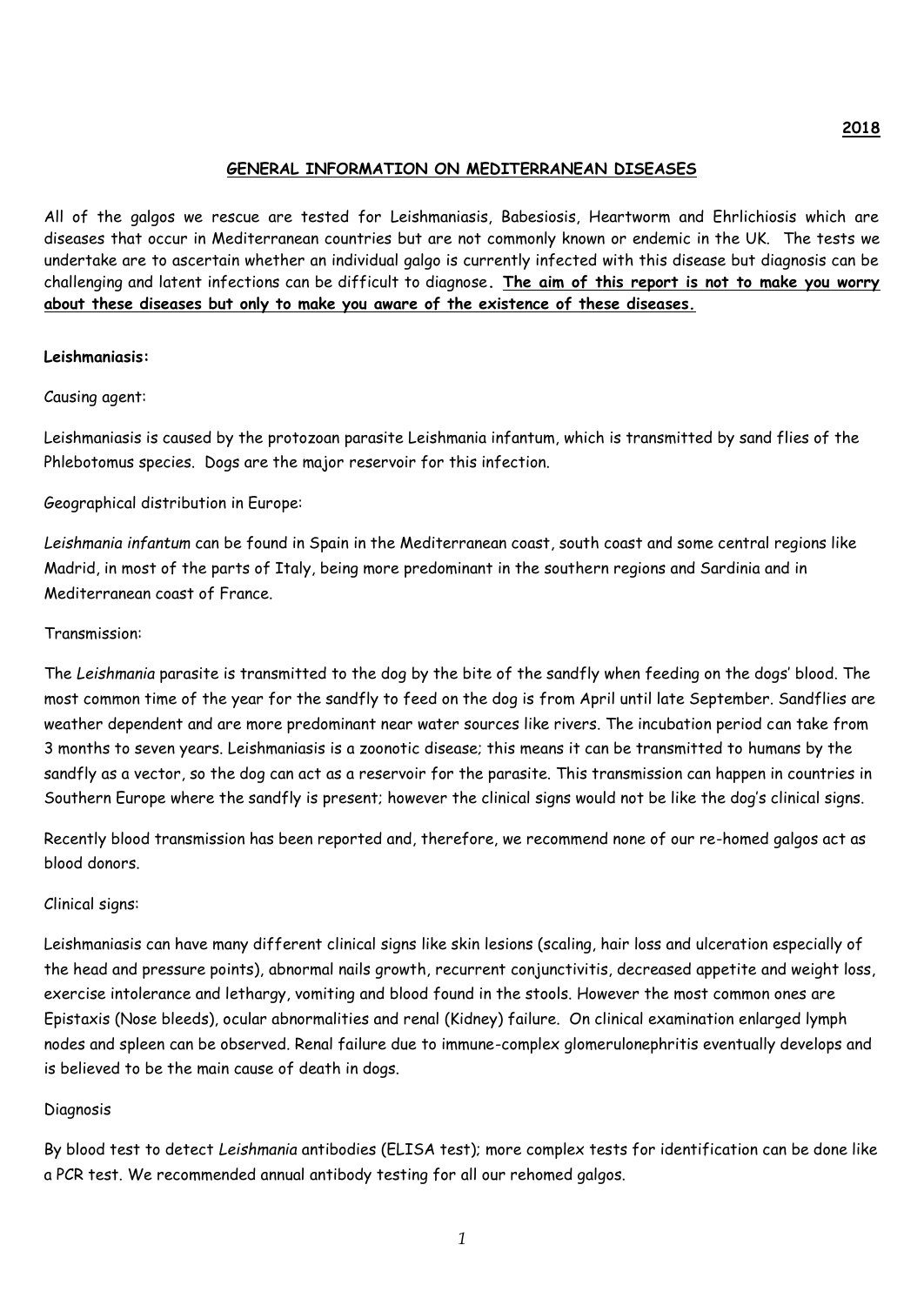2018

# GENERAL INFORMATION ON MEDITERRANEAN DISEASES

All of the galgos we rescue are tested for Leishmaniasis, Babesiosis, Heartworm and Ehrlichiosis which are diseases that occur in Mediterranean countries but are not commonly known or endemic in the UK. The tests we undertake are to ascertain whether an individual galgo is currently infected with this disease but diagnosis can be challenging and latent infections can be difficult to diagnose**. The aim of this report is not to make you worry about these diseases but only to make you aware of the existence of these diseases.**

## Leishmaniasis:

Causing agent:

Leishmaniasis is caused by the protozoan parasite Leishmania infantum, which is transmitted by sand flies of the Phlebotomus species. Dogs are the major reservoir for this infection.

Geographical distribution in Europe:

*Leishmania infantum* can be found in Spain in the Mediterranean coast, south coast and some central regions like Madrid, in most of the parts of Italy, being more predominant in the southern regions and Sardinia and in Mediterranean coast of France.

Transmission:

The *Leishmania* parasite is transmitted to the dog by the bite of the sandfly when feeding on the dogs' blood. The most common time of the year for the sandfly to feed on the dog is from April until late September. Sandflies are weather dependent and are more predominant near water sources like rivers. The incubation period can take from 3 months to seven years. Leishmaniasis is a zoonotic disease; this means it can be transmitted to humans by the sandfly as a vector, so the dog can act as a reservoir for the parasite. This transmission can happen in countries in Southern Europe where the sandfly is present; however the clinical signs would not be like the dog's clinical signs.

Recently blood transmission has been reported and, therefore, we recommend none of our re-homed galgos act as blood donors.

Clinical signs:

Leishmaniasis can have many different clinical signs like skin lesions (scaling, hair loss and ulceration especially of the head and pressure points), abnormal nails growth, recurrent conjunctivitis, decreased appetite and weight loss, exercise intolerance and lethargy, vomiting and blood found in the stools. However the most common ones are Epistaxis (Nose bleeds), ocular abnormalities and renal (Kidney) failure. On clinical examination enlarged lymph nodes and spleen can be observed. Renal failure due to immune-complex glomerulonephritis eventually develops and is believed to be the main cause of death in dogs.

Diagnosis

By blood test to detect *Leishmania* antibodies (ELISA test); more complex tests for identification can be done like a PCR test. We recommended annual antibody testing for all our rehomed galgos.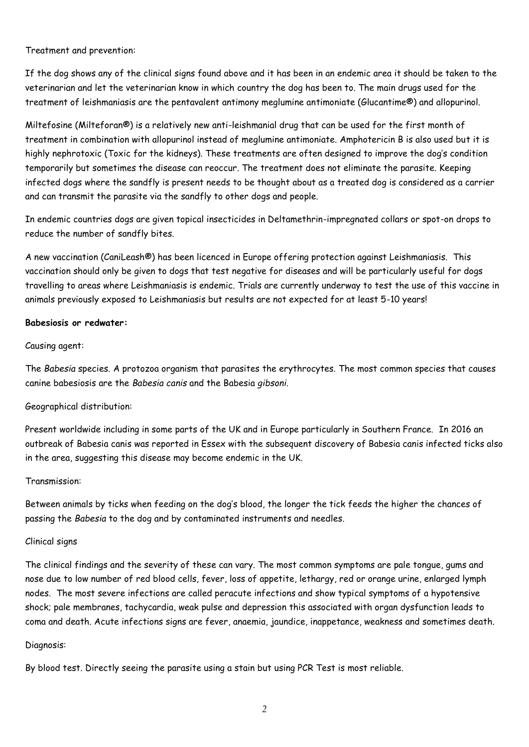Treatment and prevention:

If the dog shows any of the clinical signs found above and it has been in an endemic area it should be taken to the veterinarian and let the veterinarian know in which country the dog has been to. The main drugs used for the treatment of leishmaniasis are the pentavalent antimony meglumine antimoniate (Glucantime®) and allopurinol.

Miltefosine (Milteforan®) is a relatively new anti-leishmanial drug that can be used for the first month of treatment in combination with allopurinol instead of meglumine antimoniate. Amphotericin B is also used but it is highly nephrotoxic (Toxic for the kidneys). These treatments are often designed to improve the dog's condition temporarily but sometimes the disease can reoccur. The treatment does not eliminate the parasite. Keeping infected dogs where the sandfly is present needs to be thought about as a treated dog is considered as a carrier and can transmit the parasite via the sandfly to other dogs and people.

In endemic countries dogs are given topical insecticides in Deltamethrin-impregnated collars or spot-on drops to reduce the number of sandfly bites.

A new vaccination (CaniLeash®) has been licenced in Europe offering protection against Leishmaniasis. This vaccination should only be given to dogs that test negative for diseases and will be particularly useful for dogs travelling to areas where Leishmaniasis is endemic. Trials are currently underway to test the use of this vaccine in animals previously exposed to Leishmaniasis but results are not expected for at least 5-10 years!

**Babesiosis or redwater:**

Causing agent:

The *Babesia* species. A protozoa organism that parasites the erythrocytes. The most common species that causes canine babesiosis are the *Babesia canis* and the Babesia *gibsoni*.

Geographical distribution:

Present worldwide including in some parts of the UK and in Europe particularly in Southern France. In 2016 an outbreak of Babesia canis was reported in Essex with the subsequent discovery of Babesia canis infected ticks also in the area, suggesting this disease may become endemic in the UK.

Transmission:

Between animals by ticks when feeding on the dog's blood, the longer the tick feeds the higher the chances of passing the *Babesia* to the dog and by contaminated instruments and needles.

Clinical signs

The clinical findings and the severity of these can vary. The most common symptoms are pale tongue, gums and nose due to low number of red blood cells, fever, loss of appetite, lethargy, red or orange urine, enlarged lymph nodes. The most severe infections are called peracute infections and show typical symptoms of a hypotensive shock; pale membranes, tachycardia, weak pulse and depression this associated with organ dysfunction leads to coma and death. Acute infections signs are fever, anaemia, jaundice, inappetance, weakness and sometimes death.

Diagnosis:

By blood test. Directly seeing the parasite using a stain but using PCR Test is most reliable.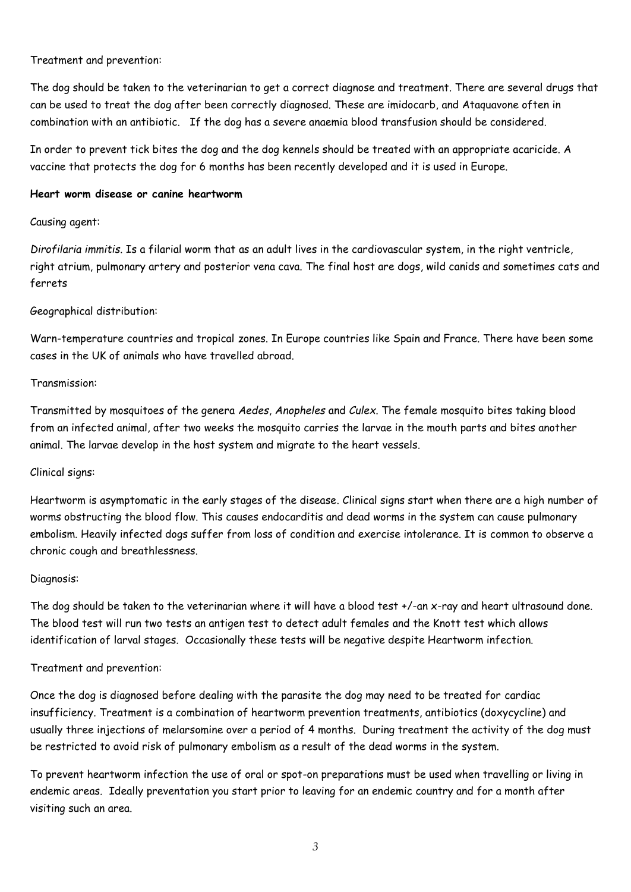Treatment and prevention:

The dog should be taken to the veterinarian to get a correct diagnose and treatment. There are several drugs that can be used to treat the dog after been correctly diagnosed. These are imidocarb, and Ataquavone often in combination with an antibiotic.   If the dog has a severe anaemia blood transfusion should be considered.

In order to prevent tick bites the dog and the dog kennels should be treated with an appropriate acaricide. A vaccine that protects the dog for 6 months has been recently developed and it is used in Europe.

**Heart worm disease or canine heartworm**

Causing agent:

*Dirofilaria immitis*. Is a filarial worm that as an adult lives in the cardiovascular system, in the right ventricle, right atrium, pulmonary artery and posterior vena cava. The final host are dogs, wild canids and sometimes cats and ferrets

Geographical distribution:

Warn-temperature countries and tropical zones. In Europe countries like Spain and France. There have been some cases in the UK of animals who have travelled abroad.

Transmission:

Transmitted by mosquitoes of the genera *Aedes*, *Anopheles* and *Culex*. The female mosquito bites taking blood from an infected animal, after two weeks the mosquito carries the larvae in the mouth parts and bites another animal. The larvae develop in the host system and migrate to the heart vessels.

Clinical signs:

Heartworm is asymptomatic in the early stages of the disease. Clinical signs start when there are a high number of worms obstructing the blood flow. This causes endocarditis and dead worms in the system can cause pulmonary embolism. Heavily infected dogs suffer from loss of condition and exercise intolerance. It is common to observe a chronic cough and breathlessness.

Diagnosis:

The dog should be taken to the veterinarian where it will have a blood test +/-an x-ray and heart ultrasound done. The blood test will run two tests an antigen test to detect adult females and the Knott test which allows identification of larval stages.  Occasionally these tests will be negative despite Heartworm infection.

Treatment and prevention:

Once the dog is diagnosed before dealing with the parasite the dog may need to be treated for cardiac insufficiency. Treatment is a combination of heartworm prevention treatments, antibiotics (doxycycline) and usually three injections of melarsomine over a period of 4 months.  During treatment the activity of the dog must be restricted to avoid risk of pulmonary embolism as a result of the dead worms in the system.

To prevent heartworm infection the use of oral or spot-on preparations must be used when travelling or living in endemic areas.  Ideally preventation you start prior to leaving for an endemic country and for a month after visiting such an area.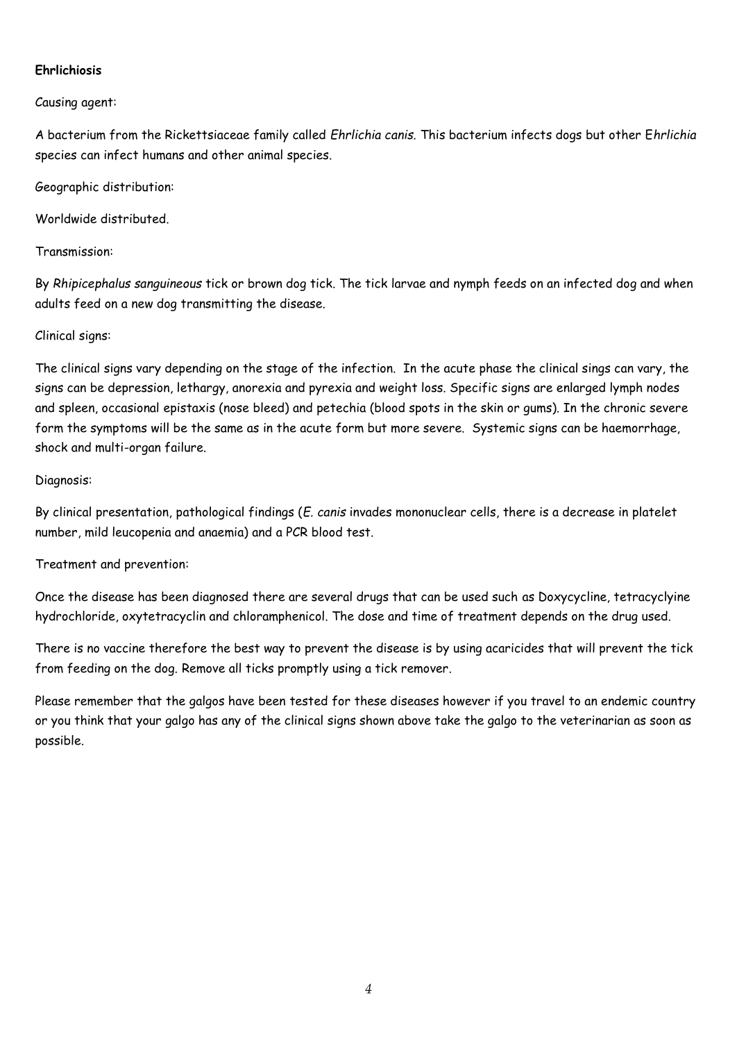**Ehrlichiosis**

Causing agent:

A bacterium from the Rickettsiaceae family called *Ehrlichia canis*. This bacterium infects dogs but other E*hrlichia* species can infect humans and other animal species.

Geographic distribution:

Worldwide distributed.

Transmission:

By *Rhipicephalus sanguineous* tick or brown dog tick. The tick larvae and nymph feeds on an infected dog and when adults feed on a new dog transmitting the disease.

Clinical signs:

The clinical signs vary depending on the stage of the infection. In the acute phase the clinical sings can vary, the signs can be depression, lethargy, anorexia and pyrexia and weight loss. Specific signs are enlarged lymph nodes and spleen, occasional epistaxis (nose bleed) and petechia (blood spots in the skin or gums). In the chronic severe form the symptoms will be the same as in the acute form but more severe. Systemic signs can be haemorrhage, shock and multi-organ failure.

Diagnosis:

By clinical presentation, pathological findings (*E. canis* invades mononuclear cells, there is a decrease in platelet number, mild leucopenia and anaemia) and a PCR blood test.

Treatment and prevention:

Once the disease has been diagnosed there are several drugs that can be used such as Doxycycline, tetracyclyine hydrochloride, oxytetracyclin and chloramphenicol. The dose and time of treatment depends on the drug used.

There is no vaccine therefore the best way to prevent the disease is by using acaricides that will prevent the tick from feeding on the dog. Remove all ticks promptly using a tick remover.

Please remember that the galgos have been tested for these diseases however if you travel to an endemic country or you think that your galgo has any of the clinical signs shown above take the galgo to the veterinarian as soon as possible.